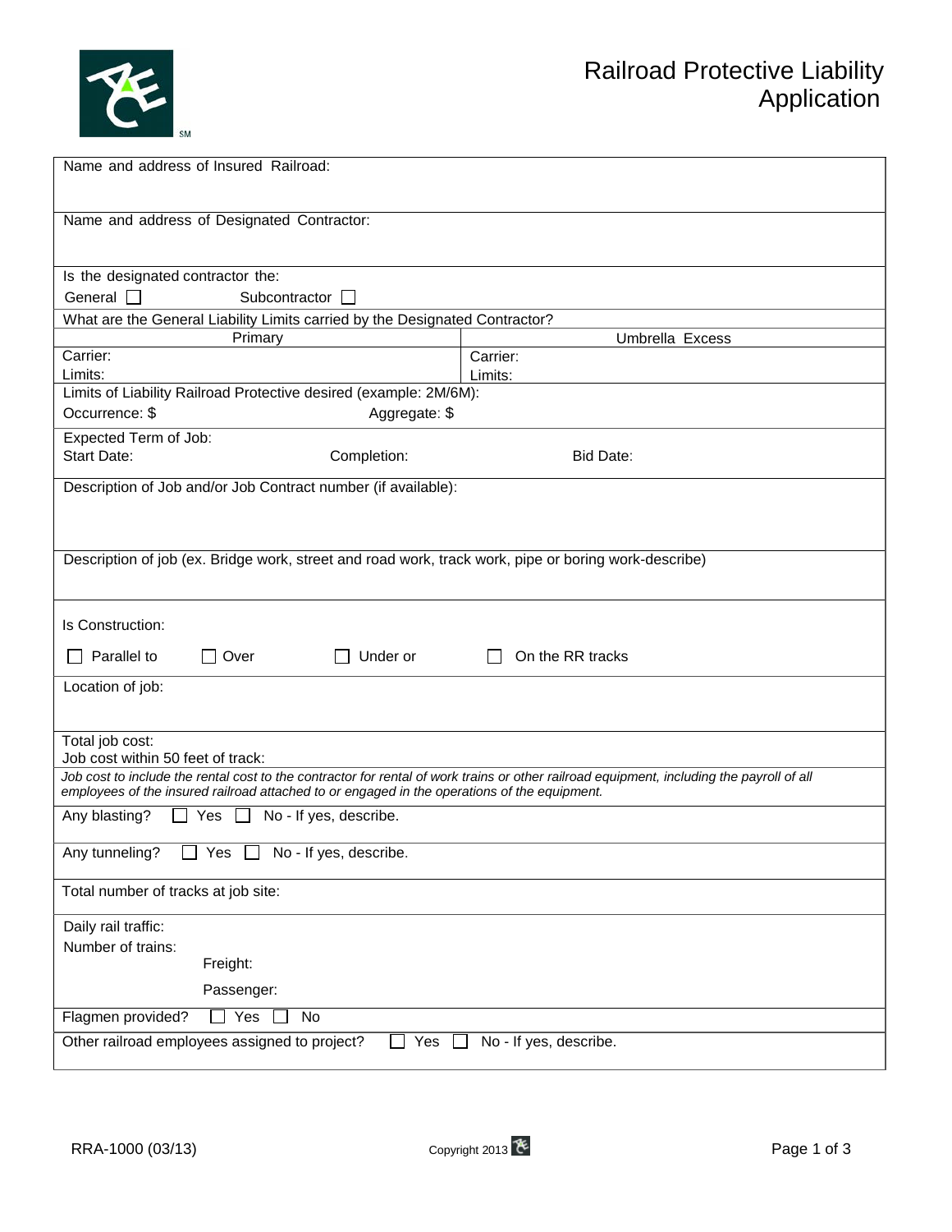# Railroad Protective Liability Application

Name and address of Insured Railroad:

Name and address of Designated Contractor:

Is the designated contractor the:

General ☐ Subcontractor ☐

What are the General Liability Limits carried by the Designated Contractor?

| Primary | Umbrella Excess |
| --- | --- |
| Carrier:<br>Limits: | Carrier:<br>Limits: |

Limits of Liability Railroad Protective desired (example: 2M/6M):

Occurrence: $ Aggregate: $

Expected Term of Job:

Start Date: Completion: Bid Date:

Description of Job and/or Job Contract number (if available):

Description of job (ex. Bridge work, street and road work, track work, pipe or boring work-describe)

Is Construction:

☐ Parallel to ☐ Over ☐ Under or ☐ On the RR tracks

Location of job:

Total job cost:

Job cost within 50 feet of track:

*Job cost to include the rental cost to the contractor for rental of work trains or other railroad equipment, including the payroll of all employees of the insured railroad attached to or engaged in the operations of the equipment.*

Any blasting? ☐ Yes ☐ No - If yes, describe.

Any tunneling? ☐ Yes ☐ No - If yes, describe.

Total number of tracks at job site:

Daily rail traffic:

Number of trains:

Freight:

Passenger:

Flagmen provided? ☐ Yes ☐ No

Other railroad employees assigned to project? ☐ Yes ☐ No - If yes, describe.

RRA-1000 (03/13) Copyright 2013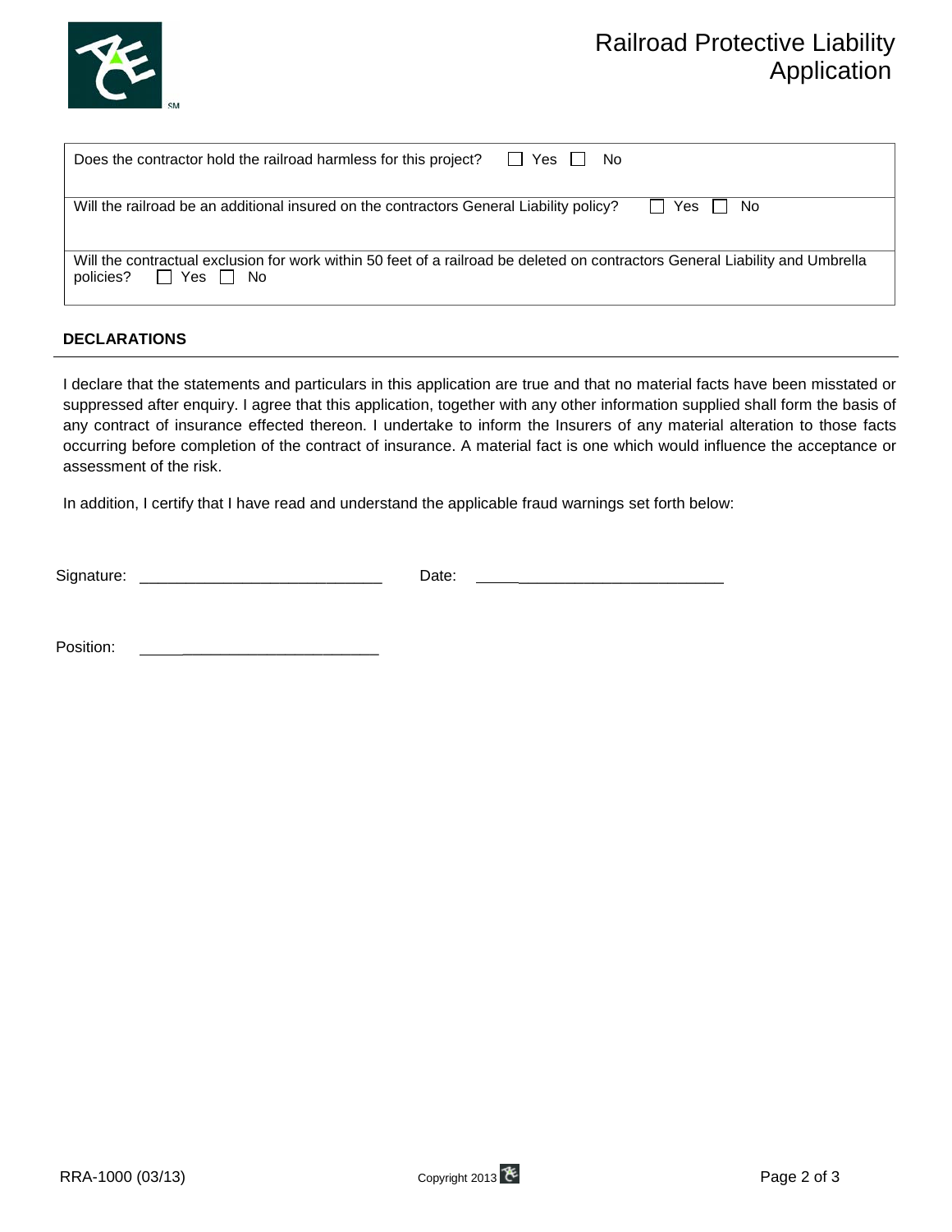| |
|---|
| Does the contractor hold the railroad harmless for this project? ☐ Yes ☐ No |
| Will the railroad be an additional insured on the contractors General Liability policy? ☐ Yes ☐ No |
| Will the contractual exclusion for work within 50 feet of a railroad be deleted on contractors General Liability and Umbrella policies? ☐ Yes ☐ No |

## DECLARATIONS

I declare that the statements and particulars in this application are true and that no material facts have been misstated or suppressed after enquiry. I agree that this application, together with any other information supplied shall form the basis of any contract of insurance effected thereon. I undertake to inform the Insurers of any material alteration to those facts occurring before completion of the contract of insurance. A material fact is one which would influence the acceptance or assessment of the risk.

In addition, I certify that I have read and understand the applicable fraud warnings set forth below:

Signature: ____________________________ Date: ____________________________

Position: ____________________________

RRA-1000 (03/13)

Copyright 2013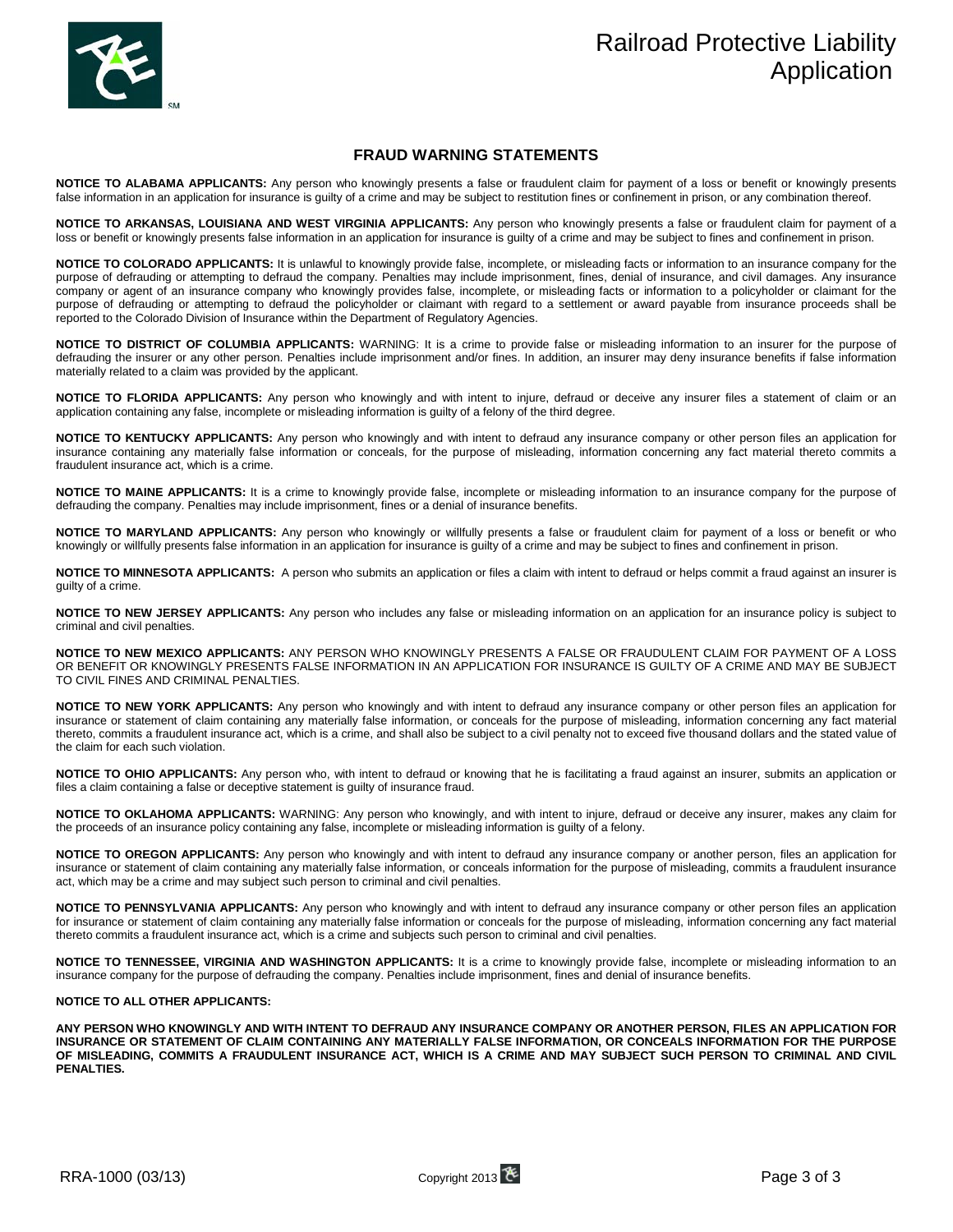# Railroad Protective Liability Application

## FRAUD WARNING STATEMENTS

**NOTICE TO ALABAMA APPLICANTS:** Any person who knowingly presents a false or fraudulent claim for payment of a loss or benefit or knowingly presents false information in an application for insurance is guilty of a crime and may be subject to restitution fines or confinement in prison, or any combination thereof.

**NOTICE TO ARKANSAS, LOUISIANA AND WEST VIRGINIA APPLICANTS:** Any person who knowingly presents a false or fraudulent claim for payment of a loss or benefit or knowingly presents false information in an application for insurance is guilty of a crime and may be subject to fines and confinement in prison.

**NOTICE TO COLORADO APPLICANTS:** It is unlawful to knowingly provide false, incomplete, or misleading facts or information to an insurance company for the purpose of defrauding or attempting to defraud the company. Penalties may include imprisonment, fines, denial of insurance, and civil damages. Any insurance company or agent of an insurance company who knowingly provides false, incomplete, or misleading facts or information to a policyholder or claimant for the purpose of defrauding or attempting to defraud the policyholder or claimant with regard to a settlement or award payable from insurance proceeds shall be reported to the Colorado Division of Insurance within the Department of Regulatory Agencies.

**NOTICE TO DISTRICT OF COLUMBIA APPLICANTS:** WARNING: It is a crime to provide false or misleading information to an insurer for the purpose of defrauding the insurer or any other person. Penalties include imprisonment and/or fines. In addition, an insurer may deny insurance benefits if false information materially related to a claim was provided by the applicant.

**NOTICE TO FLORIDA APPLICANTS:** Any person who knowingly and with intent to injure, defraud or deceive any insurer files a statement of claim or an application containing any false, incomplete or misleading information is guilty of a felony of the third degree.

**NOTICE TO KENTUCKY APPLICANTS:** Any person who knowingly and with intent to defraud any insurance company or other person files an application for insurance containing any materially false information or conceals, for the purpose of misleading, information concerning any fact material thereto commits a fraudulent insurance act, which is a crime.

**NOTICE TO MAINE APPLICANTS:** It is a crime to knowingly provide false, incomplete or misleading information to an insurance company for the purpose of defrauding the company. Penalties may include imprisonment, fines or a denial of insurance benefits.

**NOTICE TO MARYLAND APPLICANTS:** Any person who knowingly or willfully presents a false or fraudulent claim for payment of a loss or benefit or who knowingly or willfully presents false information in an application for insurance is guilty of a crime and may be subject to fines and confinement in prison.

**NOTICE TO MINNESOTA APPLICANTS:** A person who submits an application or files a claim with intent to defraud or helps commit a fraud against an insurer is guilty of a crime.

**NOTICE TO NEW JERSEY APPLICANTS:** Any person who includes any false or misleading information on an application for an insurance policy is subject to criminal and civil penalties.

**NOTICE TO NEW MEXICO APPLICANTS:** ANY PERSON WHO KNOWINGLY PRESENTS A FALSE OR FRAUDULENT CLAIM FOR PAYMENT OF A LOSS OR BENEFIT OR KNOWINGLY PRESENTS FALSE INFORMATION IN AN APPLICATION FOR INSURANCE IS GUILTY OF A CRIME AND MAY BE SUBJECT TO CIVIL FINES AND CRIMINAL PENALTIES.

**NOTICE TO NEW YORK APPLICANTS:** Any person who knowingly and with intent to defraud any insurance company or other person files an application for insurance or statement of claim containing any materially false information, or conceals for the purpose of misleading, information concerning any fact material thereto, commits a fraudulent insurance act, which is a crime, and shall also be subject to a civil penalty not to exceed five thousand dollars and the stated value of the claim for each such violation.

**NOTICE TO OHIO APPLICANTS:** Any person who, with intent to defraud or knowing that he is facilitating a fraud against an insurer, submits an application or files a claim containing a false or deceptive statement is guilty of insurance fraud.

**NOTICE TO OKLAHOMA APPLICANTS:** WARNING: Any person who knowingly, and with intent to injure, defraud or deceive any insurer, makes any claim for the proceeds of an insurance policy containing any false, incomplete or misleading information is guilty of a felony.

**NOTICE TO OREGON APPLICANTS:** Any person who knowingly and with intent to defraud any insurance company or another person, files an application for insurance or statement of claim containing any materially false information, or conceals information for the purpose of misleading, commits a fraudulent insurance act, which may be a crime and may subject such person to criminal and civil penalties.

**NOTICE TO PENNSYLVANIA APPLICANTS:** Any person who knowingly and with intent to defraud any insurance company or other person files an application for insurance or statement of claim containing any materially false information or conceals for the purpose of misleading, information concerning any fact material thereto commits a fraudulent insurance act, which is a crime and subjects such person to criminal and civil penalties.

**NOTICE TO TENNESSEE, VIRGINIA AND WASHINGTON APPLICANTS:** It is a crime to knowingly provide false, incomplete or misleading information to an insurance company for the purpose of defrauding the company. Penalties include imprisonment, fines and denial of insurance benefits.

**NOTICE TO ALL OTHER APPLICANTS:**

**ANY PERSON WHO KNOWINGLY AND WITH INTENT TO DEFRAUD ANY INSURANCE COMPANY OR ANOTHER PERSON, FILES AN APPLICATION FOR INSURANCE OR STATEMENT OF CLAIM CONTAINING ANY MATERIALLY FALSE INFORMATION, OR CONCEALS INFORMATION FOR THE PURPOSE OF MISLEADING, COMMITS A FRAUDULENT INSURANCE ACT, WHICH IS A CRIME AND MAY SUBJECT SUCH PERSON TO CRIMINAL AND CIVIL PENALTIES.**

RRA-1000 (03/13) Copyright 2013